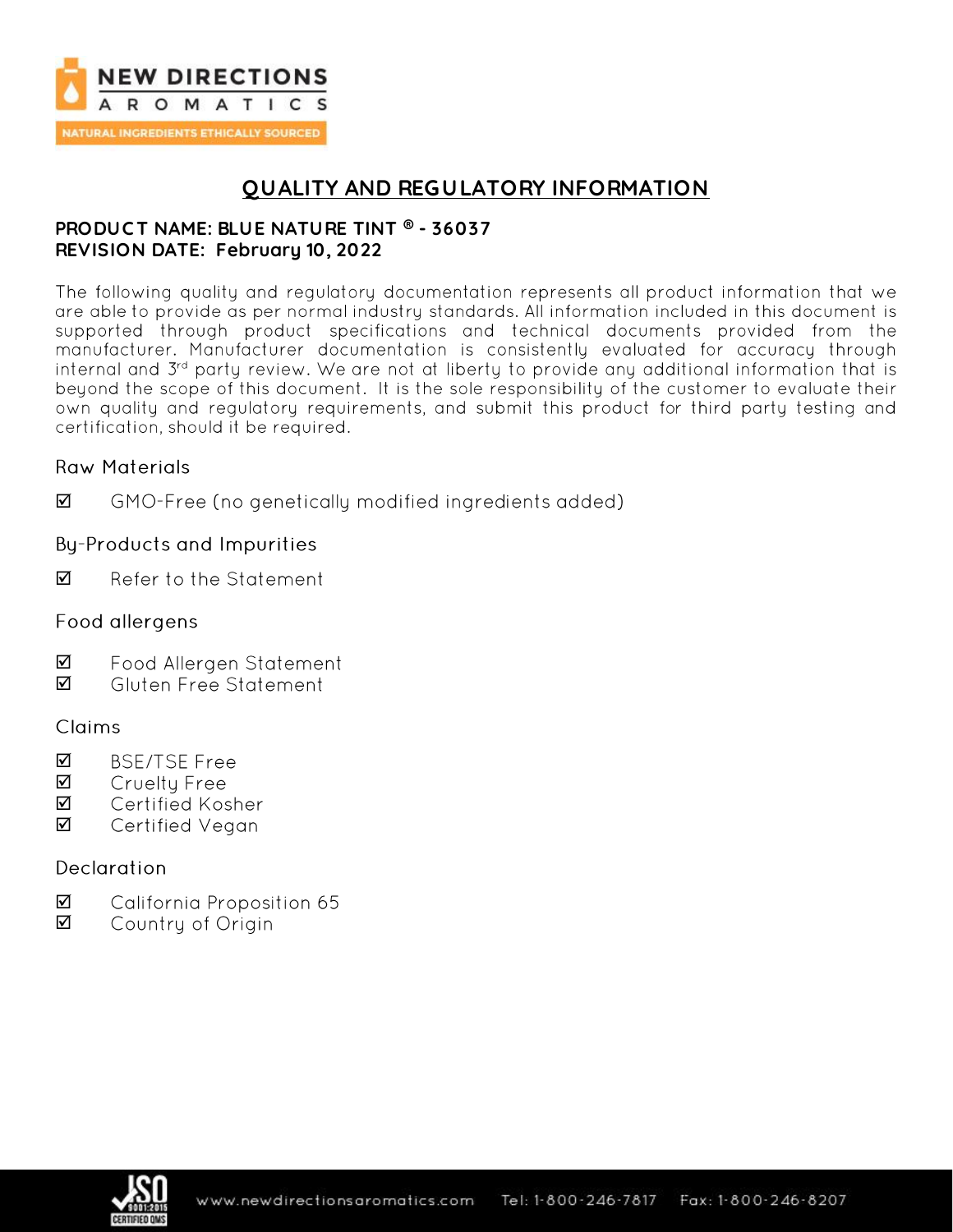NEW DIRECTIONS AROMATICS

NATURAL INGREDIENTS ETHICALLY SOURCED

# QUALITY AND REGULATORY INFORMATION

**PRODUCT NAME: BLUE NATURE TINT ® - 36037**
**REVISION DATE: February 10, 2022**

The following quality and regulatory documentation represents all product information that we are able to provide as per normal industry standards. All information included in this document is supported through product specifications and technical documents provided from the manufacturer. Manufacturer documentation is consistently evaluated for accuracy through internal and 3rd party review. We are not at liberty to provide any additional information that is beyond the scope of this document. It is the sole responsibility of the customer to evaluate their own quality and regulatory requirements, and submit this product for third party testing and certification, should it be required.

## Raw Materials

- ☑ GMO-Free (no genetically modified ingredients added)

## By-Products and Impurities

- ☑ Refer to the Statement

## Food allergens

- ☑ Food Allergen Statement
- ☑ Gluten Free Statement

## Claims

- ☑ BSE/TSE Free
- ☑ Cruelty Free
- ☑ Certified Kosher
- ☑ Certified Vegan

## Declaration

- ☑ California Proposition 65
- ☑ Country of Origin

www.newdirectionsaromatics.com Tel: 1-800-246-7817 Fax: 1-800-246-8207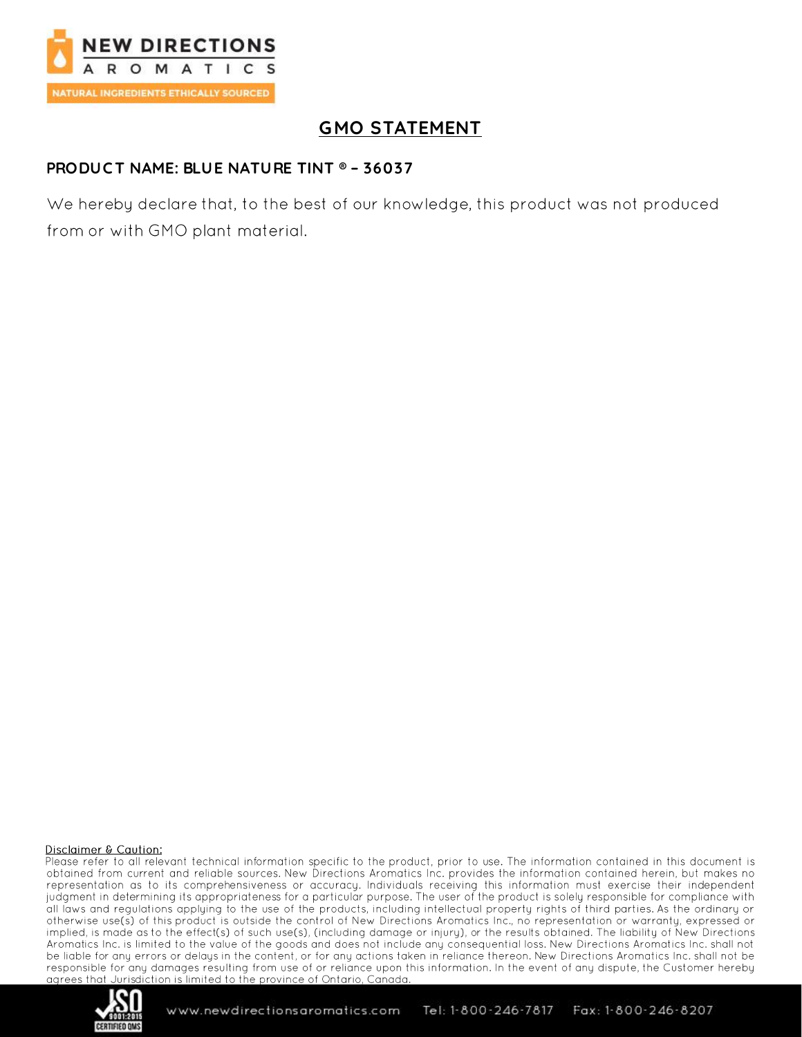## GMO STATEMENT

**PRODUCT NAME: BLUE NATURE TINT ® – 36037**

We hereby declare that, to the best of our knowledge, this product was not produced from or with GMO plant material.

Disclaimer & Caution:

Please refer to all relevant technical information specific to the product, prior to use. The information contained in this document is obtained from current and reliable sources. New Directions Aromatics Inc. provides the information contained herein, but makes no representation as to its comprehensiveness or accuracy. Individuals receiving this information must exercise their independent judgment in determining its appropriateness for a particular purpose. The user of the product is solely responsible for compliance with all laws and regulations applying to the use of the products, including intellectual property rights of third parties. As the ordinary or otherwise use(s) of this product is outside the control of New Directions Aromatics Inc., no representation or warranty, expressed or implied, is made as to the effect(s) of such use(s), (including damage or injury), or the results obtained. The liability of New Directions Aromatics Inc. is limited to the value of the goods and does not include any consequential loss. New Directions Aromatics Inc. shall not be liable for any errors or delays in the content, or for any actions taken in reliance thereon. New Directions Aromatics Inc. shall not be responsible for any damages resulting from use of or reliance upon this information. In the event of any dispute, the Customer hereby agrees that Jurisdiction is limited to the province of Ontario, Canada.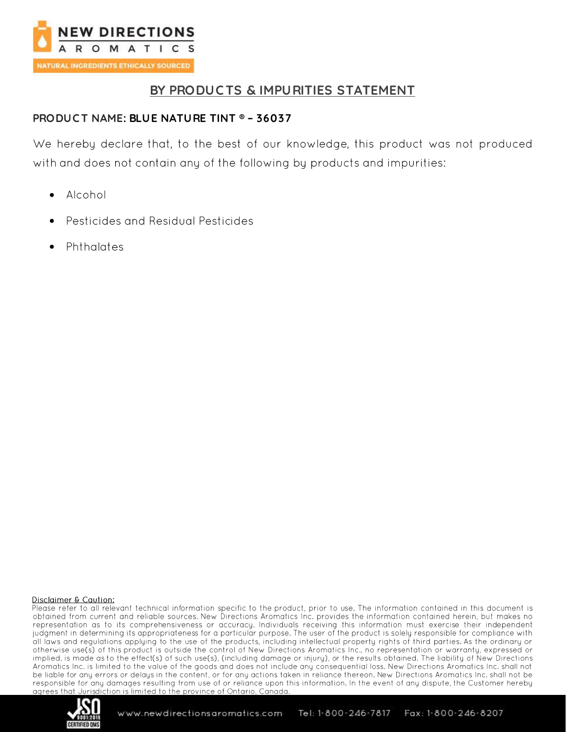# BY PRODUCTS & IMPURITIES STATEMENT

**PRODUCT NAME: BLUE NATURE TINT ® – 36037**

We hereby declare that, to the best of our knowledge, this product was not produced with and does not contain any of the following by products and impurities:

- Alcohol
- Pesticides and Residual Pesticides
- Phthalates

**Disclaimer & Caution:**

Please refer to all relevant technical information specific to the product, prior to use. The information contained in this document is obtained from current and reliable sources. New Directions Aromatics Inc. provides the information contained herein, but makes no representation as to its comprehensiveness or accuracy. Individuals receiving this information must exercise their independent judgment in determining its appropriateness for a particular purpose. The user of the product is solely responsible for compliance with all laws and regulations applying to the use of the products, including intellectual property rights of third parties. As the ordinary or otherwise use(s) of this product is outside the control of New Directions Aromatics Inc., no representation or warranty, expressed or implied, is made as to the effect(s) of such use(s), (including damage or injury), or the results obtained. The liability of New Directions Aromatics Inc. is limited to the value of the goods and does not include any consequential loss. New Directions Aromatics Inc. shall not be liable for any errors or delays in the content, or for any actions taken in reliance thereon. New Directions Aromatics Inc. shall not be responsible for any damages resulting from use of or reliance upon this information. In the event of any dispute, the Customer hereby agrees that Jurisdiction is limited to the province of Ontario, Canada.

www.newdirectionsaromatics.com Tel: 1-800-246-7817 Fax: 1-800-246-8207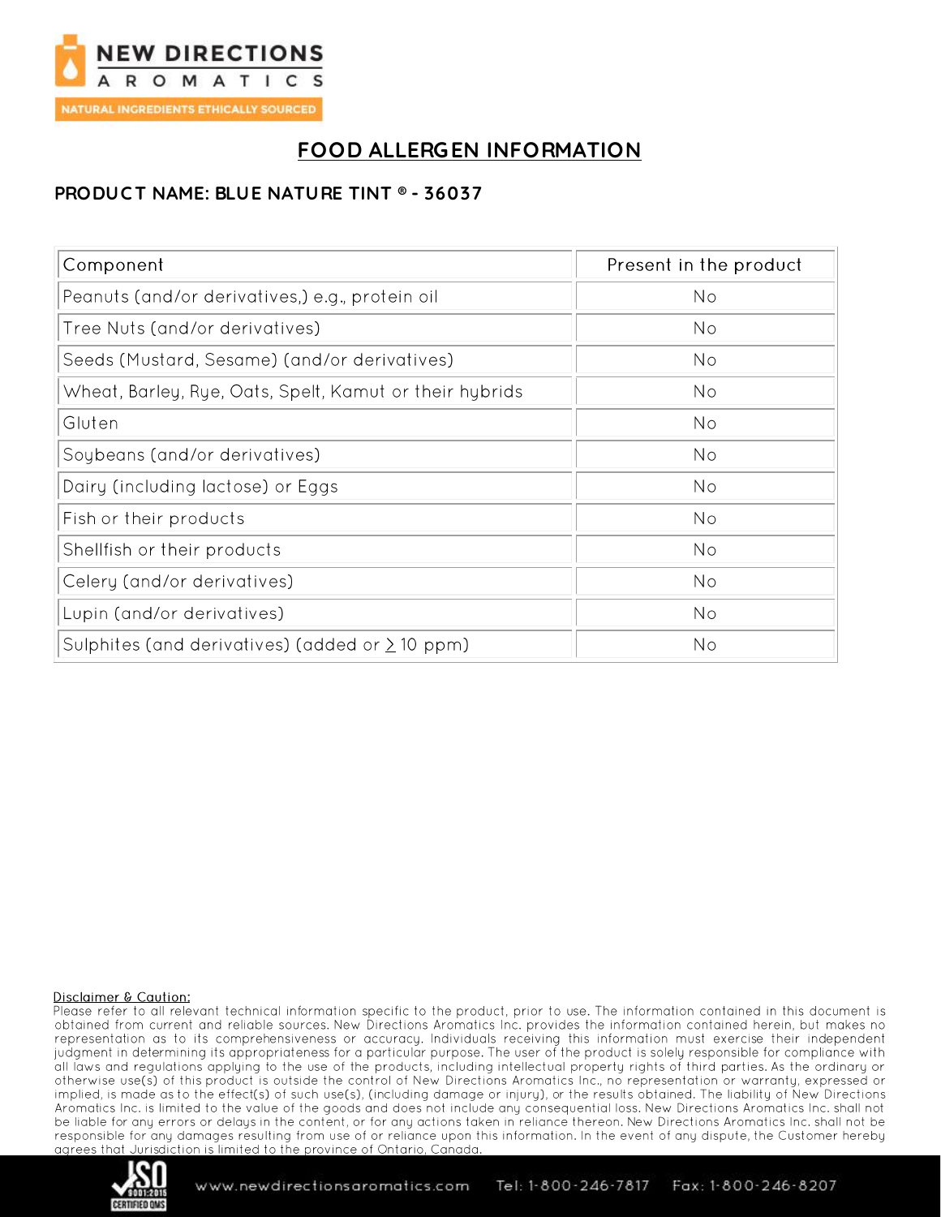# FOOD ALLERGEN INFORMATION

## PRODUCT NAME: BLUE NATURE TINT ® - 36037

| Component | Present in the product |
|---|---|
| Peanuts (and/or derivatives,) e.g., protein oil | No |
| Tree Nuts (and/or derivatives) | No |
| Seeds (Mustard, Sesame) (and/or derivatives) | No |
| Wheat, Barley, Rye, Oats, Spelt, Kamut or their hybrids | No |
| Gluten | No |
| Soybeans (and/or derivatives) | No |
| Dairy (including lactose) or Eggs | No |
| Fish or their products | No |
| Shellfish or their products | No |
| Celery (and/or derivatives) | No |
| Lupin (and/or derivatives) | No |
| Sulphites (and derivatives) (added or ≥ 10 ppm) | No |

Disclaimer & Caution:
Please refer to all relevant technical information specific to the product, prior to use. The information contained in this document is obtained from current and reliable sources. New Directions Aromatics Inc. provides the information contained herein, but makes no representation as to its comprehensiveness or accuracy. Individuals receiving this information must exercise their independent judgment in determining its appropriateness for a particular purpose. The user of the product is solely responsible for compliance with all laws and regulations applying to the use of the products, including intellectual property rights of third parties. As the ordinary or otherwise use(s) of this product is outside the control of New Directions Aromatics Inc., no representation or warranty, expressed or implied, is made as to the effect(s) of such use(s), (including damage or injury), or the results obtained. The liability of New Directions Aromatics Inc. is limited to the value of the goods and does not include any consequential loss. New Directions Aromatics Inc. shall not be liable for any errors or delays in the content, or for any actions taken in reliance thereon. New Directions Aromatics Inc. shall not be responsible for any damages resulting from use of or reliance upon this information. In the event of any dispute, the Customer hereby agrees that Jurisdiction is limited to the province of Ontario, Canada.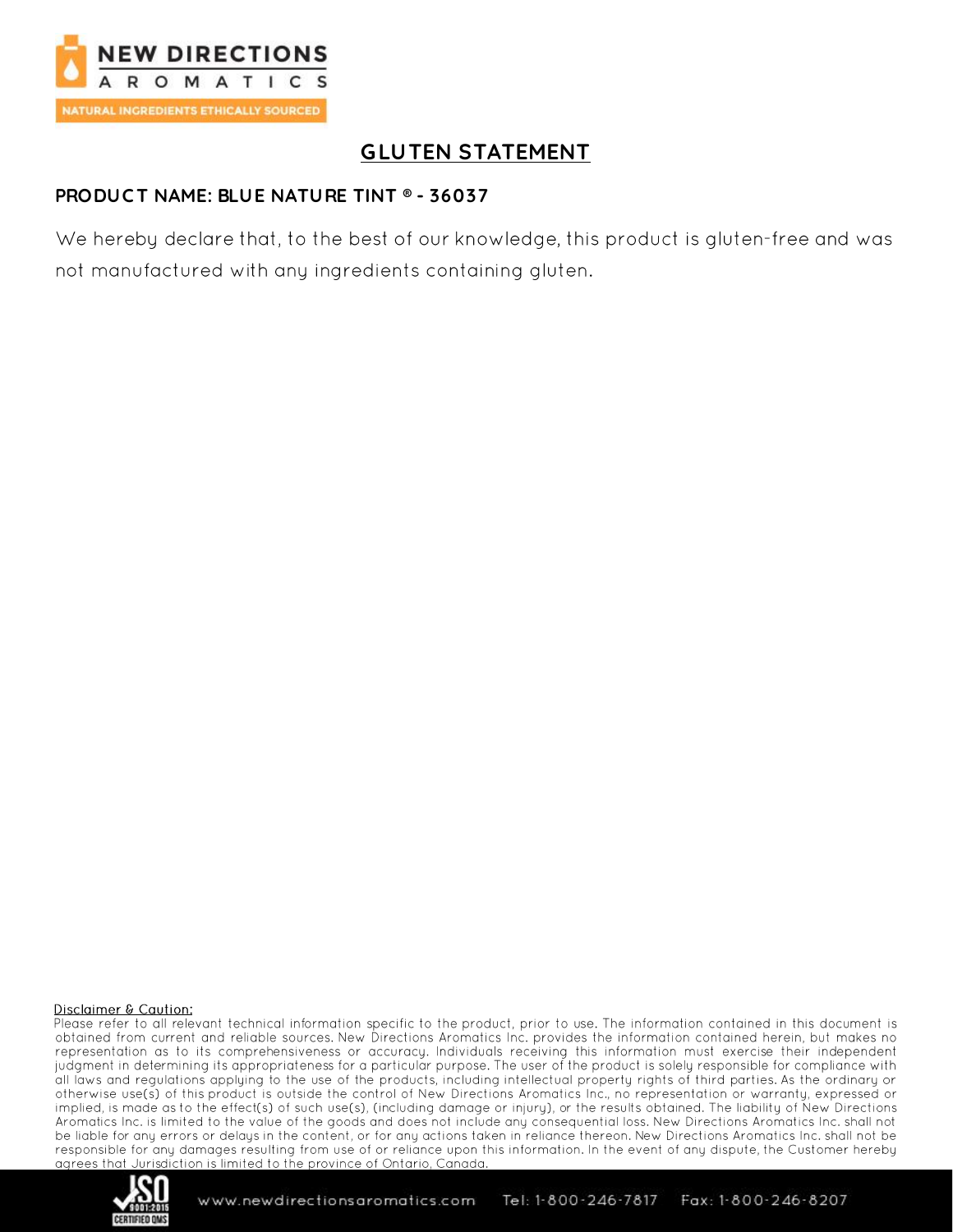# GLUTEN STATEMENT

**PRODUCT NAME: BLUE NATURE TINT ® - 36037**

We hereby declare that, to the best of our knowledge, this product is gluten-free and was not manufactured with any ingredients containing gluten.

Disclaimer & Caution:

Please refer to all relevant technical information specific to the product, prior to use. The information contained in this document is obtained from current and reliable sources. New Directions Aromatics Inc. provides the information contained herein, but makes no representation as to its comprehensiveness or accuracy. Individuals receiving this information must exercise their independent judgment in determining its appropriateness for a particular purpose. The user of the product is solely responsible for compliance with all laws and regulations applying to the use of the products, including intellectual property rights of third parties. As the ordinary or otherwise use(s) of this product is outside the control of New Directions Aromatics Inc., no representation or warranty, expressed or implied, is made as to the effect(s) of such use(s), (including damage or injury), or the results obtained. The liability of New Directions Aromatics Inc. is limited to the value of the goods and does not include any consequential loss. New Directions Aromatics Inc. shall not be liable for any errors or delays in the content, or for any actions taken in reliance thereon. New Directions Aromatics Inc. shall not be responsible for any damages resulting from use of or reliance upon this information. In the event of any dispute, the Customer hereby agrees that Jurisdiction is limited to the province of Ontario, Canada.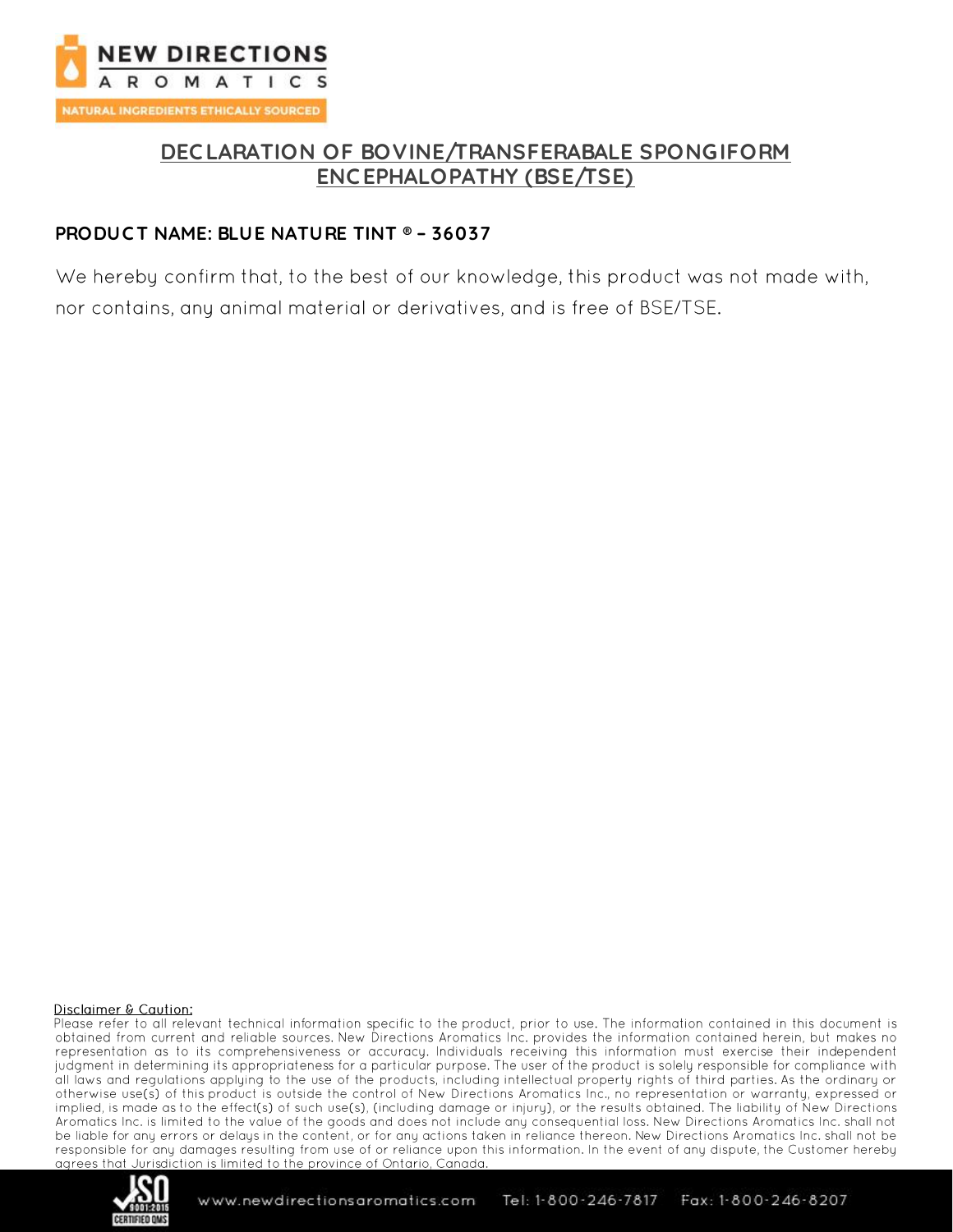# DECLARATION OF BOVINE/TRANSFERABALE SPONGIFORM ENCEPHALOPATHY (BSE/TSE)

**PRODUCT NAME: BLUE NATURE TINT ® – 36037**

We hereby confirm that, to the best of our knowledge, this product was not made with, nor contains, any animal material or derivatives, and is free of BSE/TSE.

Disclaimer & Caution:

Please refer to all relevant technical information specific to the product, prior to use. The information contained in this document is obtained from current and reliable sources. New Directions Aromatics Inc. provides the information contained herein, but makes no representation as to its comprehensiveness or accuracy. Individuals receiving this information must exercise their independent judgment in determining its appropriateness for a particular purpose. The user of the product is solely responsible for compliance with all laws and regulations applying to the use of the products, including intellectual property rights of third parties. As the ordinary or otherwise use(s) of this product is outside the control of New Directions Aromatics Inc., no representation or warranty, expressed or implied, is made as to the effect(s) of such use(s), (including damage or injury), or the results obtained. The liability of New Directions Aromatics Inc. is limited to the value of the goods and does not include any consequential loss. New Directions Aromatics Inc. shall not be liable for any errors or delays in the content, or for any actions taken in reliance thereon. New Directions Aromatics Inc. shall not be responsible for any damages resulting from use of or reliance upon this information. In the event of any dispute, the Customer hereby agrees that Jurisdiction is limited to the province of Ontario, Canada.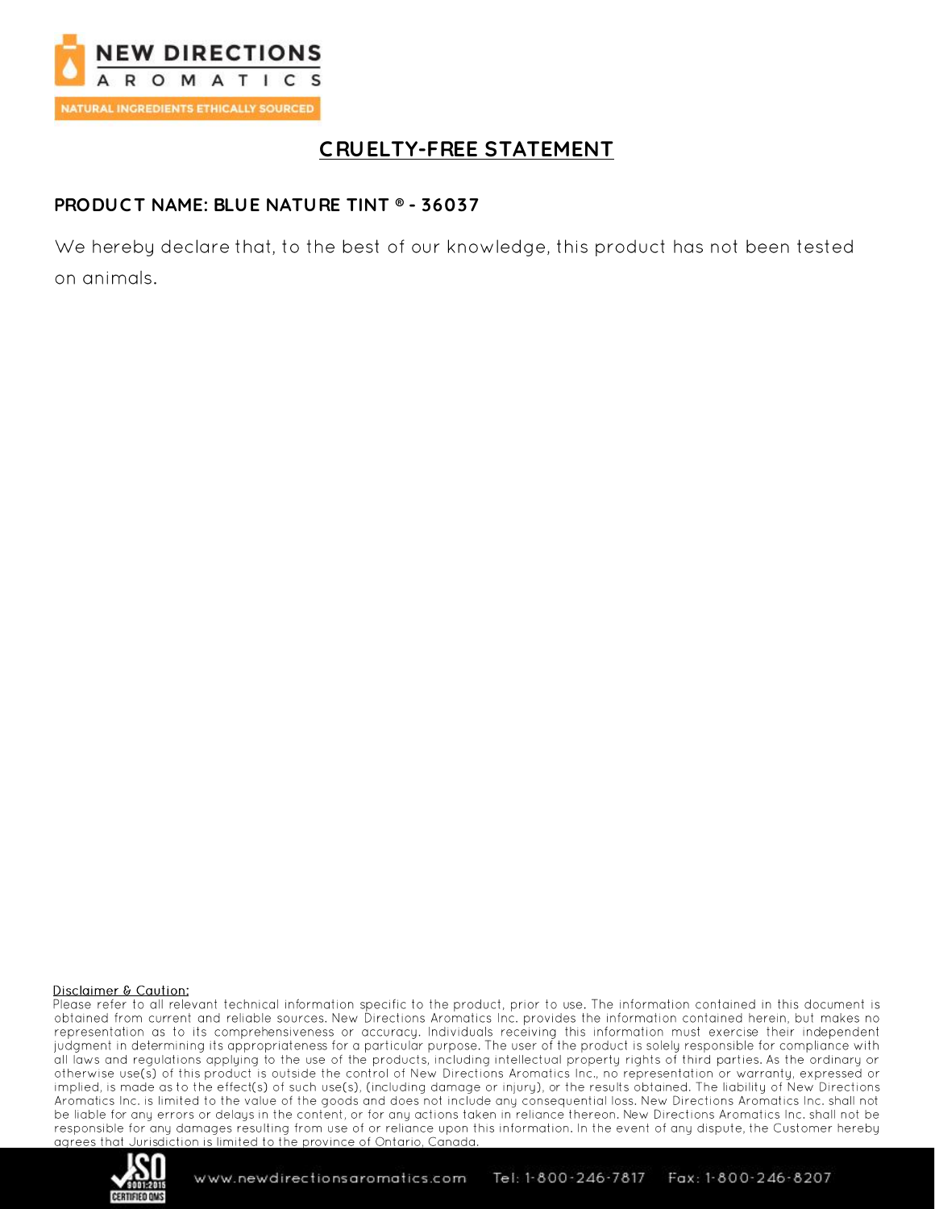## CRUELTY-FREE STATEMENT

**PRODUCT NAME: BLUE NATURE TINT ® - 36037**

We hereby declare that, to the best of our knowledge, this product has not been tested on animals.

Disclaimer & Caution:

Please refer to all relevant technical information specific to the product, prior to use. The information contained in this document is obtained from current and reliable sources. New Directions Aromatics Inc. provides the information contained herein, but makes no representation as to its comprehensiveness or accuracy. Individuals receiving this information must exercise their independent judgment in determining its appropriateness for a particular purpose. The user of the product is solely responsible for compliance with all laws and regulations applying to the use of the products, including intellectual property rights of third parties. As the ordinary or otherwise use(s) of this product is outside the control of New Directions Aromatics Inc., no representation or warranty, expressed or implied, is made as to the effect(s) of such use(s), (including damage or injury), or the results obtained. The liability of New Directions Aromatics Inc. is limited to the value of the goods and does not include any consequential loss. New Directions Aromatics Inc. shall not be liable for any errors or delays in the content, or for any actions taken in reliance thereon. New Directions Aromatics Inc. shall not be responsible for any damages resulting from use of or reliance upon this information. In the event of any dispute, the Customer hereby agrees that Jurisdiction is limited to the province of Ontario, Canada.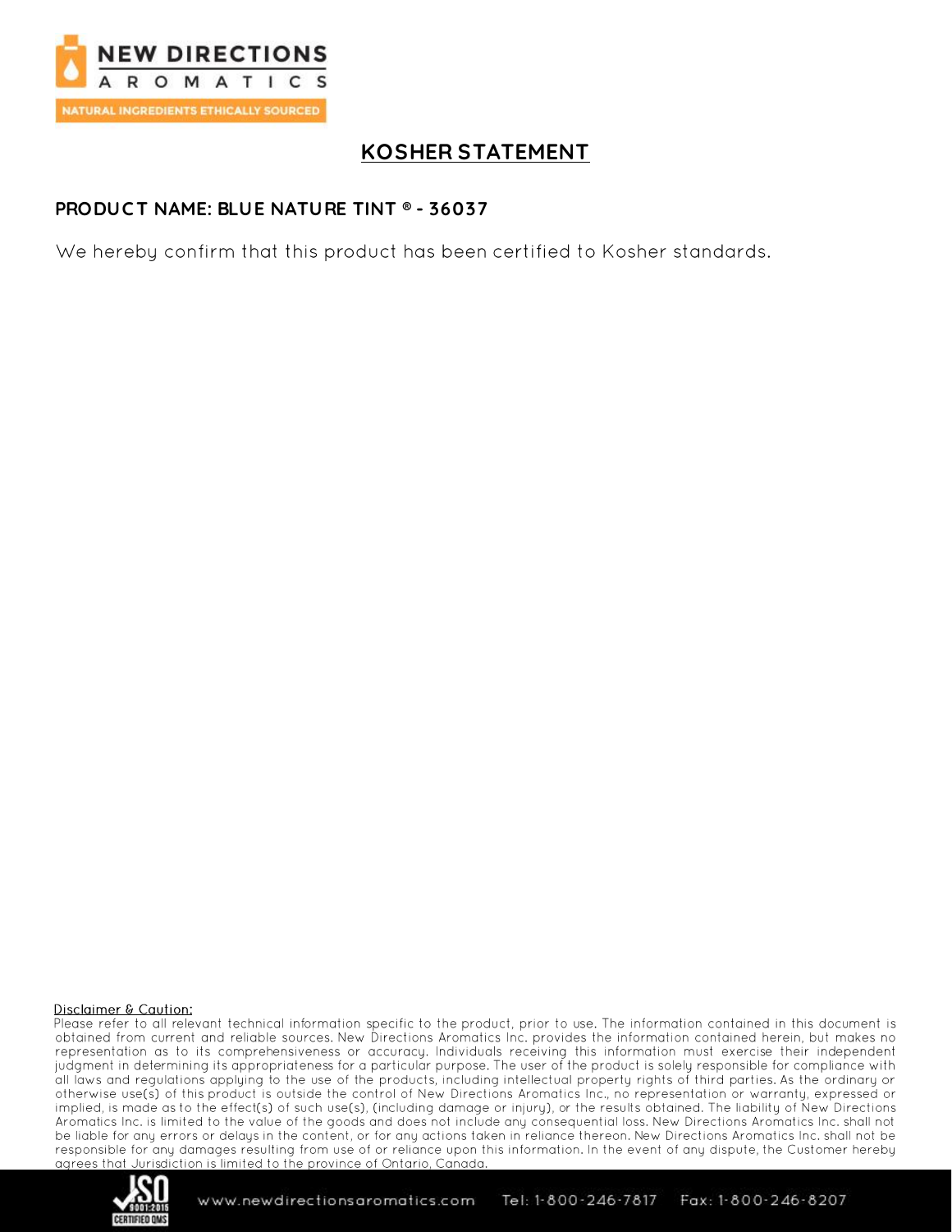# KOSHER STATEMENT

**PRODUCT NAME: BLUE NATURE TINT ® - 36037**

We hereby confirm that this product has been certified to Kosher standards.

Disclaimer & Caution:

Please refer to all relevant technical information specific to the product, prior to use. The information contained in this document is obtained from current and reliable sources. New Directions Aromatics Inc. provides the information contained herein, but makes no representation as to its comprehensiveness or accuracy. Individuals receiving this information must exercise their independent judgment in determining its appropriateness for a particular purpose. The user of the product is solely responsible for compliance with all laws and regulations applying to the use of the products, including intellectual property rights of third parties. As the ordinary or otherwise use(s) of this product is outside the control of New Directions Aromatics Inc., no representation or warranty, expressed or implied, is made as to the effect(s) of such use(s), (including damage or injury), or the results obtained. The liability of New Directions Aromatics Inc. is limited to the value of the goods and does not include any consequential loss. New Directions Aromatics Inc. shall not be liable for any errors or delays in the content, or for any actions taken in reliance thereon. New Directions Aromatics Inc. shall not be responsible for any damages resulting from use of or reliance upon this information. In the event of any dispute, the Customer hereby agrees that Jurisdiction is limited to the province of Ontario, Canada.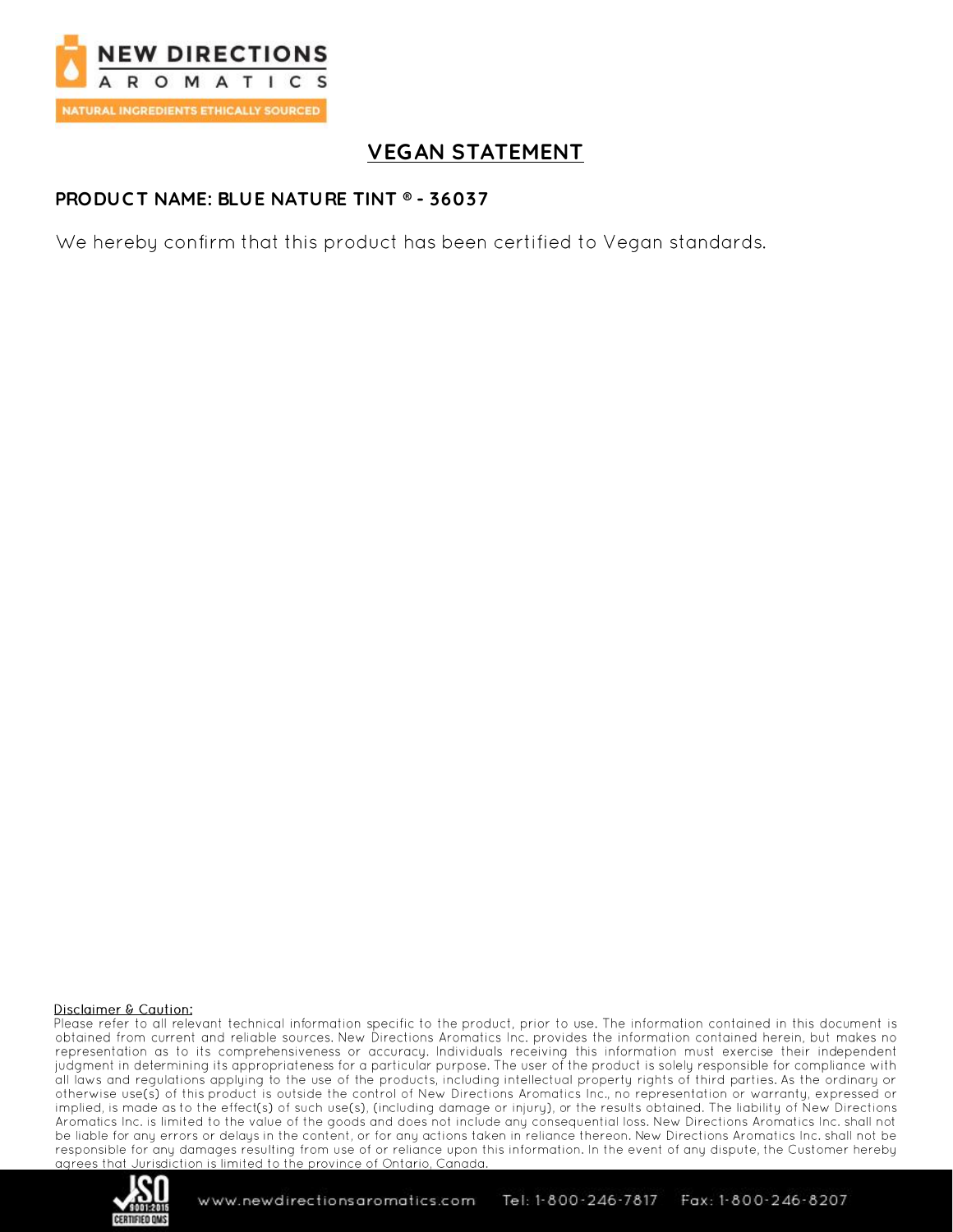# VEGAN STATEMENT

**PRODUCT NAME: BLUE NATURE TINT ® - 36037**

We hereby confirm that this product has been certified to Vegan standards.

Disclaimer & Caution:

Please refer to all relevant technical information specific to the product, prior to use. The information contained in this document is obtained from current and reliable sources. New Directions Aromatics Inc. provides the information contained herein, but makes no representation as to its comprehensiveness or accuracy. Individuals receiving this information must exercise their independent judgment in determining its appropriateness for a particular purpose. The user of the product is solely responsible for compliance with all laws and regulations applying to the use of the products, including intellectual property rights of third parties. As the ordinary or otherwise use(s) of this product is outside the control of New Directions Aromatics Inc., no representation or warranty, expressed or implied, is made as to the effect(s) of such use(s), (including damage or injury), or the results obtained. The liability of New Directions Aromatics Inc. is limited to the value of the goods and does not include any consequential loss. New Directions Aromatics Inc. shall not be liable for any errors or delays in the content, or for any actions taken in reliance thereon. New Directions Aromatics Inc. shall not be responsible for any damages resulting from use of or reliance upon this information. In the event of any dispute, the Customer hereby agrees that Jurisdiction is limited to the province of Ontario, Canada.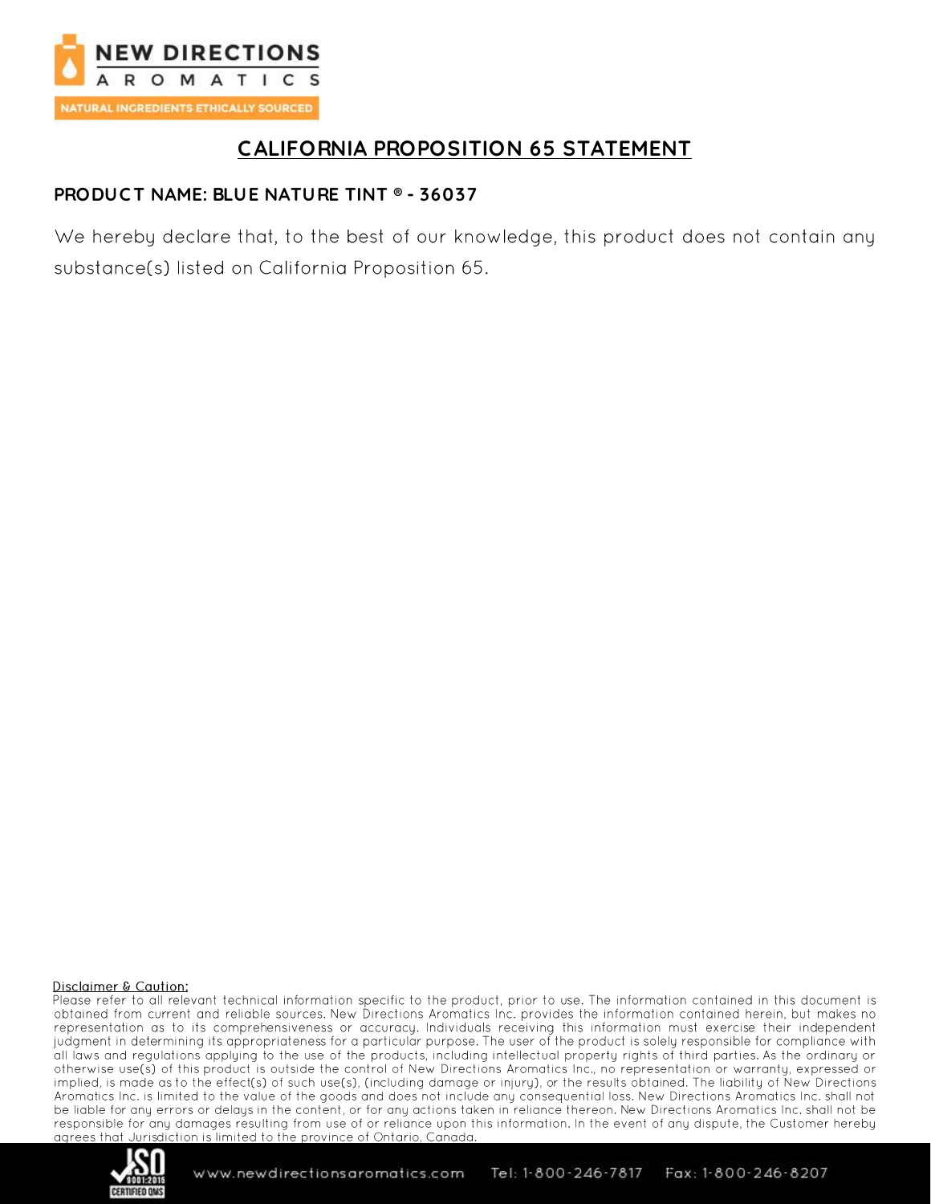# CALIFORNIA PROPOSITION 65 STATEMENT

**PRODUCT NAME: BLUE NATURE TINT ® - 36037**

We hereby declare that, to the best of our knowledge, this product does not contain any substance(s) listed on California Proposition 65.

Disclaimer & Caution:

Please refer to all relevant technical information specific to the product, prior to use. The information contained in this document is obtained from current and reliable sources. New Directions Aromatics Inc. provides the information contained herein, but makes no representation as to its comprehensiveness or accuracy. Individuals receiving this information must exercise their independent judgment in determining its appropriateness for a particular purpose. The user of the product is solely responsible for compliance with all laws and regulations applying to the use of the products, including intellectual property rights of third parties. As the ordinary or otherwise use(s) of this product is outside the control of New Directions Aromatics Inc., no representation or warranty, expressed or implied, is made as to the effect(s) of such use(s), (including damage or injury), or the results obtained. The liability of New Directions Aromatics Inc. is limited to the value of the goods and does not include any consequential loss. New Directions Aromatics Inc. shall not be liable for any errors or delays in the content, or for any actions taken in reliance thereon. New Directions Aromatics Inc. shall not be responsible for any damages resulting from use of or reliance upon this information. In the event of any dispute, the Customer hereby agrees that Jurisdiction is limited to the province of Ontario, Canada.

www.newdirectionsaromatics.com Tel: 1-800-246-7817 Fax: 1-800-246-8207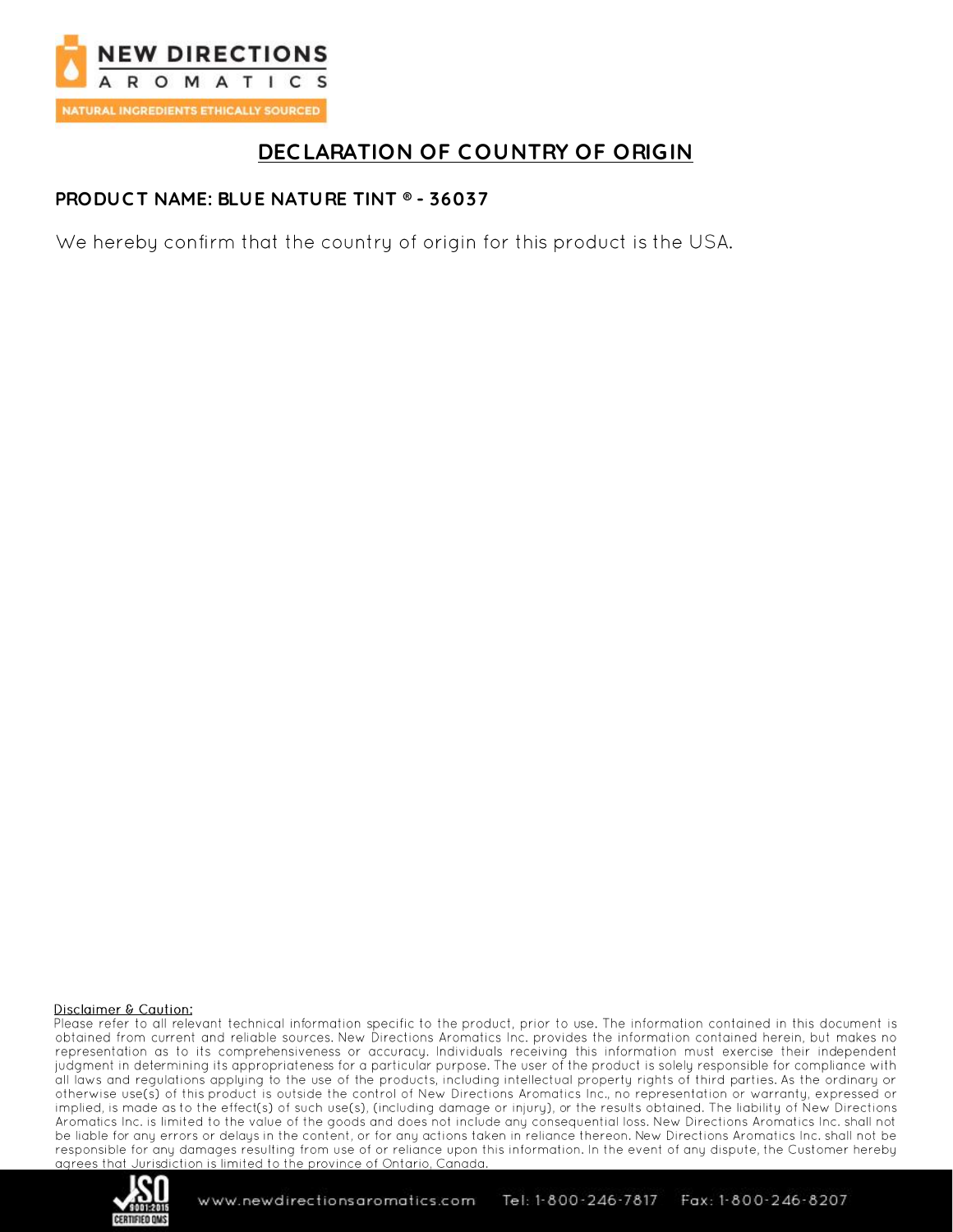NEW DIRECTIONS AROMATICS

NATURAL INGREDIENTS ETHICALLY SOURCED

# DECLARATION OF COUNTRY OF ORIGIN

**PRODUCT NAME: BLUE NATURE TINT ® - 36037**

We hereby confirm that the country of origin for this product is the USA.

Disclaimer & Caution:

Please refer to all relevant technical information specific to the product, prior to use. The information contained in this document is obtained from current and reliable sources. New Directions Aromatics Inc. provides the information contained herein, but makes no representation as to its comprehensiveness or accuracy. Individuals receiving this information must exercise their independent judgment in determining its appropriateness for a particular purpose. The user of the product is solely responsible for compliance with all laws and regulations applying to the use of the products, including intellectual property rights of third parties. As the ordinary or otherwise use(s) of this product is outside the control of New Directions Aromatics Inc., no representation or warranty, expressed or implied, is made as to the effect(s) of such use(s), (including damage or injury), or the results obtained. The liability of New Directions Aromatics Inc. is limited to the value of the goods and does not include any consequential loss. New Directions Aromatics Inc. shall not be liable for any errors or delays in the content, or for any actions taken in reliance thereon. New Directions Aromatics Inc. shall not be responsible for any damages resulting from use of or reliance upon this information. In the event of any dispute, the Customer hereby agrees that Jurisdiction is limited to the province of Ontario, Canada.

ISO 9001:2015 CERTIFIED QMS

www.newdirectionsaromatics.com Tel: 1-800-246-7817 Fax: 1-800-246-8207